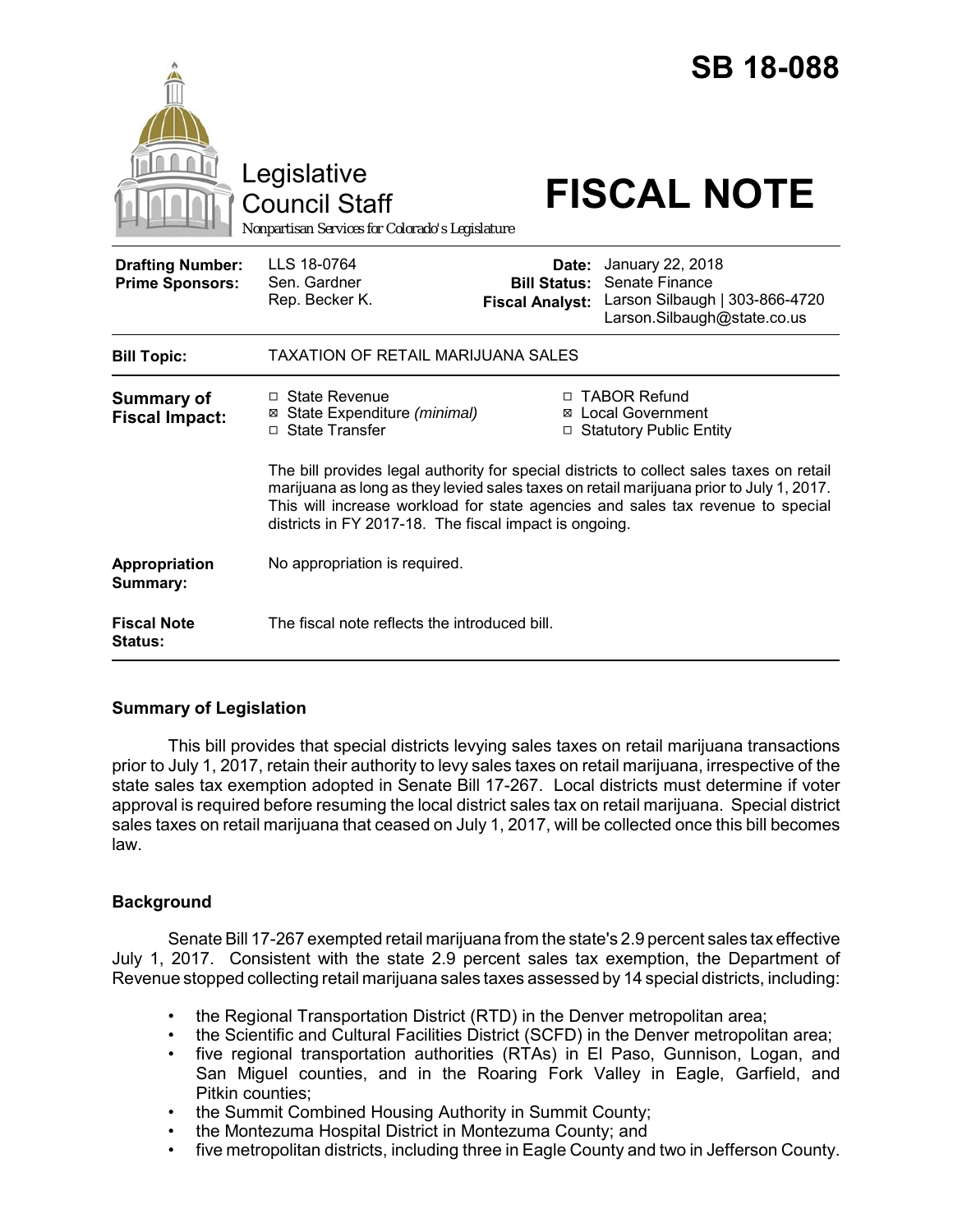# SB 18-088

Legislative Council Staff

*Nonpartisan Services for Colorado's Legislature*

# FISCAL NOTE

| | | | |
|---|---|---|---|
| **Drafting Number:** | LLS 18-0764 | **Date:** | January 22, 2018 |
| **Prime Sponsors:** | Sen. Gardner<br>Rep. Becker K. | **Bill Status:** | Senate Finance |
| | | **Fiscal Analyst:** | Larson Silbaugh \| 303-866-4720<br>Larson.Silbaugh@state.co.us |

| | |
|---|---|
| **Bill Topic:** | TAXATION OF RETAIL MARIJUANA SALES |

**Summary of Fiscal Impact:**

- ☐ State Revenue
- ☒ State Expenditure *(minimal)*
- ☐ State Transfer
- ☐ TABOR Refund
- ☒ Local Government
- ☐ Statutory Public Entity

The bill provides legal authority for special districts to collect sales taxes on retail marijuana as long as they levied sales taxes on retail marijuana prior to July 1, 2017. This will increase workload for state agencies and sales tax revenue to special districts in FY 2017-18. The fiscal impact is ongoing.

**Appropriation Summary:** No appropriation is required.

**Fiscal Note Status:** The fiscal note reflects the introduced bill.

## Summary of Legislation

This bill provides that special districts levying sales taxes on retail marijuana transactions prior to July 1, 2017, retain their authority to levy sales taxes on retail marijuana, irrespective of the state sales tax exemption adopted in Senate Bill 17-267. Local districts must determine if voter approval is required before resuming the local district sales tax on retail marijuana. Special district sales taxes on retail marijuana that ceased on July 1, 2017, will be collected once this bill becomes law.

## Background

Senate Bill 17-267 exempted retail marijuana from the state's 2.9 percent sales tax effective July 1, 2017. Consistent with the state 2.9 percent sales tax exemption, the Department of Revenue stopped collecting retail marijuana sales taxes assessed by 14 special districts, including:

- the Regional Transportation District (RTD) in the Denver metropolitan area;
- the Scientific and Cultural Facilities District (SCFD) in the Denver metropolitan area;
- five regional transportation authorities (RTAs) in El Paso, Gunnison, Logan, and San Miguel counties, and in the Roaring Fork Valley in Eagle, Garfield, and Pitkin counties;
- the Summit Combined Housing Authority in Summit County;
- the Montezuma Hospital District in Montezuma County; and
- five metropolitan districts, including three in Eagle County and two in Jefferson County.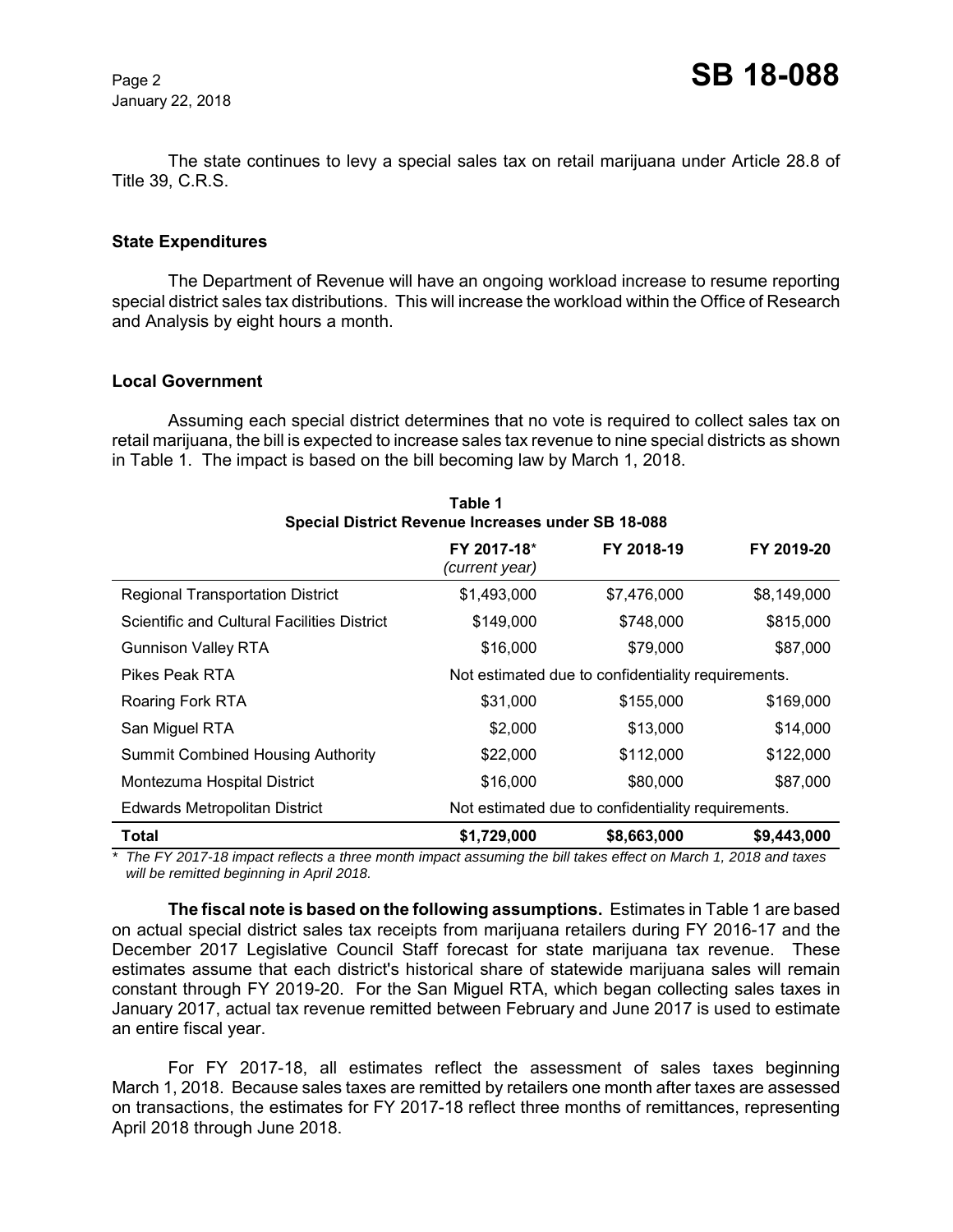The state continues to levy a special sales tax on retail marijuana under Article 28.8 of Title 39, C.R.S.

### State Expenditures

The Department of Revenue will have an ongoing workload increase to resume reporting special district sales tax distributions. This will increase the workload within the Office of Research and Analysis by eight hours a month.

### Local Government

Assuming each special district determines that no vote is required to collect sales tax on retail marijuana, the bill is expected to increase sales tax revenue to nine special districts as shown in Table 1. The impact is based on the bill becoming law by March 1, 2018.

**Table 1**
**Special District Revenue Increases under SB 18-088**

| | FY 2017-18* *(current year)* | FY 2018-19 | FY 2019-20 |
|---|---|---|---|
| Regional Transportation District | $1,493,000 | $7,476,000 | $8,149,000 |
| Scientific and Cultural Facilities District | $149,000 | $748,000 | $815,000 |
| Gunnison Valley RTA | $16,000 | $79,000 | $87,000 |
| Pikes Peak RTA | Not estimated due to confidentiality requirements. | | |
| Roaring Fork RTA | $31,000 | $155,000 | $169,000 |
| San Miguel RTA | $2,000 | $13,000 | $14,000 |
| Summit Combined Housing Authority | $22,000 | $112,000 | $122,000 |
| Montezuma Hospital District | $16,000 | $80,000 | $87,000 |
| Edwards Metropolitan District | Not estimated due to confidentiality requirements. | | |
| **Total** | **$1,729,000** | **$8,663,000** | **$9,443,000** |

*\* The FY 2017-18 impact reflects a three month impact assuming the bill takes effect on March 1, 2018 and taxes will be remitted beginning in April 2018.*

**The fiscal note is based on the following assumptions.** Estimates in Table 1 are based on actual special district sales tax receipts from marijuana retailers during FY 2016-17 and the December 2017 Legislative Council Staff forecast for state marijuana tax revenue. These estimates assume that each district's historical share of statewide marijuana sales will remain constant through FY 2019-20. For the San Miguel RTA, which began collecting sales taxes in January 2017, actual tax revenue remitted between February and June 2017 is used to estimate an entire fiscal year.

For FY 2017-18, all estimates reflect the assessment of sales taxes beginning March 1, 2018. Because sales taxes are remitted by retailers one month after taxes are assessed on transactions, the estimates for FY 2017-18 reflect three months of remittances, representing April 2018 through June 2018.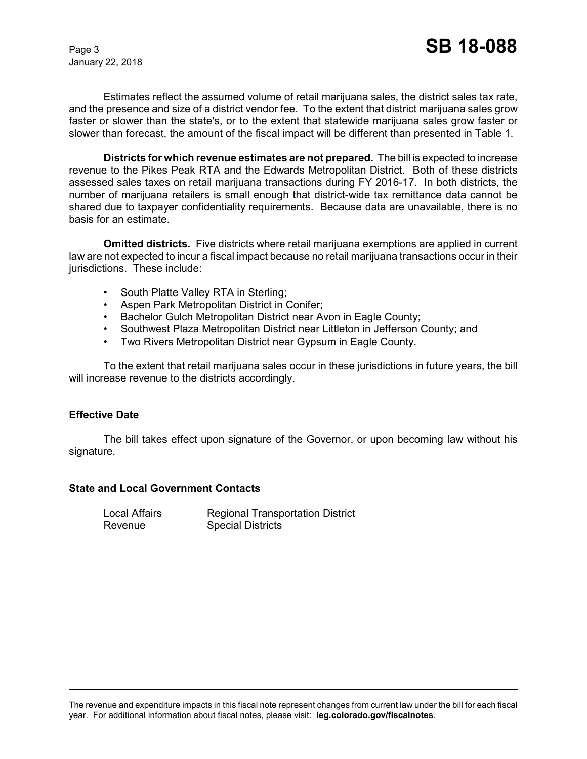Estimates reflect the assumed volume of retail marijuana sales, the district sales tax rate, and the presence and size of a district vendor fee. To the extent that district marijuana sales grow faster or slower than the state's, or to the extent that statewide marijuana sales grow faster or slower than forecast, the amount of the fiscal impact will be different than presented in Table 1.

**Districts for which revenue estimates are not prepared.** The bill is expected to increase revenue to the Pikes Peak RTA and the Edwards Metropolitan District. Both of these districts assessed sales taxes on retail marijuana transactions during FY 2016-17. In both districts, the number of marijuana retailers is small enough that district-wide tax remittance data cannot be shared due to taxpayer confidentiality requirements. Because data are unavailable, there is no basis for an estimate.

**Omitted districts.** Five districts where retail marijuana exemptions are applied in current law are not expected to incur a fiscal impact because no retail marijuana transactions occur in their jurisdictions. These include:

- South Platte Valley RTA in Sterling;
- Aspen Park Metropolitan District in Conifer;
- Bachelor Gulch Metropolitan District near Avon in Eagle County;
- Southwest Plaza Metropolitan District near Littleton in Jefferson County; and
- Two Rivers Metropolitan District near Gypsum in Eagle County.

To the extent that retail marijuana sales occur in these jurisdictions in future years, the bill will increase revenue to the districts accordingly.

### Effective Date

The bill takes effect upon signature of the Governor, or upon becoming law without his signature.

### State and Local Government Contacts

| | |
|---|---|
| Local Affairs | Regional Transportation District |
| Revenue | Special Districts |

The revenue and expenditure impacts in this fiscal note represent changes from current law under the bill for each fiscal year. For additional information about fiscal notes, please visit: **leg.colorado.gov/fiscalnotes**.